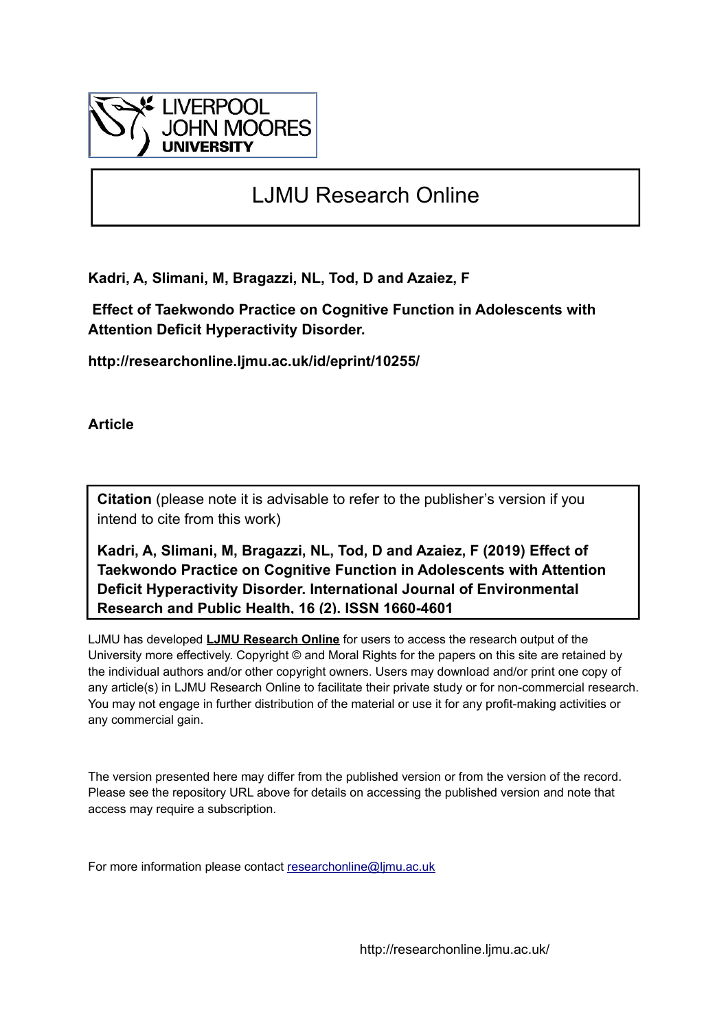LIVERPOOL JOHN MOORES UNIVERSITY

# LJMU Research Online

**Kadri, A, Slimani, M, Bragazzi, NL, Tod, D and Azaiez, F**

**Effect of Taekwondo Practice on Cognitive Function in Adolescents with Attention Deficit Hyperactivity Disorder.**

**http://researchonline.ljmu.ac.uk/id/eprint/10255/**

**Article**

**Citation** (please note it is advisable to refer to the publisher's version if you intend to cite from this work)

**Kadri, A, Slimani, M, Bragazzi, NL, Tod, D and Azaiez, F (2019) Effect of Taekwondo Practice on Cognitive Function in Adolescents with Attention Deficit Hyperactivity Disorder. International Journal of Environmental Research and Public Health, 16 (2). ISSN 1660-4601**

LJMU has developed **LJMU Research Online** for users to access the research output of the University more effectively. Copyright © and Moral Rights for the papers on this site are retained by the individual authors and/or other copyright owners. Users may download and/or print one copy of any article(s) in LJMU Research Online to facilitate their private study or for non-commercial research. You may not engage in further distribution of the material or use it for any profit-making activities or any commercial gain.

The version presented here may differ from the published version or from the version of the record. Please see the repository URL above for details on accessing the published version and note that access may require a subscription.

For more information please contact researchonline@ljmu.ac.uk

http://researchonline.ljmu.ac.uk/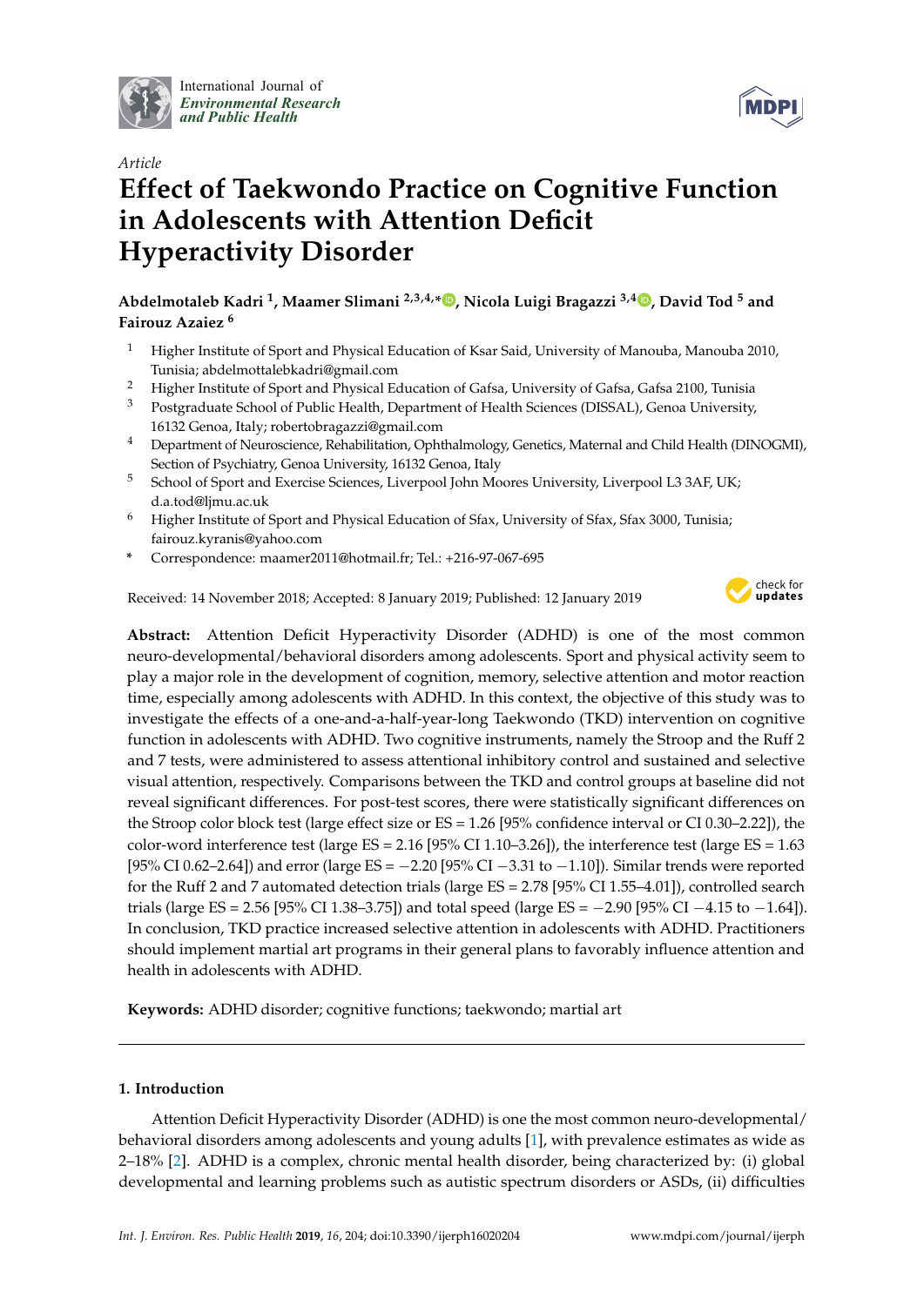Article

# Effect of Taekwondo Practice on Cognitive Function in Adolescents with Attention Deficit Hyperactivity Disorder

**Abdelmotaleb Kadri [1], Maamer Slimani [2,3,4,*], Nicola Luigi Bragazzi [3,4], David Tod [5] and Fairouz Azaiez [6]**

1. Higher Institute of Sport and Physical Education of Ksar Said, University of Manouba, Manouba 2010, Tunisia; abdelmottalebkadri@gmail.com
2. Higher Institute of Sport and Physical Education of Gafsa, University of Gafsa, Gafsa 2100, Tunisia
3. Postgraduate School of Public Health, Department of Health Sciences (DISSAL), Genoa University, 16132 Genoa, Italy; robertobragazzi@gmail.com
4. Department of Neuroscience, Rehabilitation, Ophthalmology, Genetics, Maternal and Child Health (DINOGMI), Section of Psychiatry, Genoa University, 16132 Genoa, Italy
5. School of Sport and Exercise Sciences, Liverpool John Moores University, Liverpool L3 3AF, UK; d.a.tod@ljmu.ac.uk
6. Higher Institute of Sport and Physical Education of Sfax, University of Sfax, Sfax 3000, Tunisia; fairouz.kyranis@yahoo.com

\* Correspondence: maamer2011@hotmail.fr; Tel.: +216-97-067-695

Received: 14 November 2018; Accepted: 8 January 2019; Published: 12 January 2019

**Abstract:** Attention Deficit Hyperactivity Disorder (ADHD) is one of the most common neuro-developmental/behavioral disorders among adolescents. Sport and physical activity seem to play a major role in the development of cognition, memory, selective attention and motor reaction time, especially among adolescents with ADHD. In this context, the objective of this study was to investigate the effects of a one-and-a-half-year-long Taekwondo (TKD) intervention on cognitive function in adolescents with ADHD. Two cognitive instruments, namely the Stroop and the Ruff 2 and 7 tests, were administered to assess attentional inhibitory control and sustained and selective visual attention, respectively. Comparisons between the TKD and control groups at baseline did not reveal significant differences. For post-test scores, there were statistically significant differences on the Stroop color block test (large effect size or ES = 1.26 [95% confidence interval or CI 0.30–2.22]), the color-word interference test (large ES = 2.16 [95% CI 1.10–3.26]), the interference test (large ES = 1.63 [95% CI 0.62–2.64]) and error (large ES = −2.20 [95% CI −3.31 to −1.10]). Similar trends were reported for the Ruff 2 and 7 automated detection trials (large ES = 2.78 [95% CI 1.55–4.01]), controlled search trials (large ES = 2.56 [95% CI 1.38–3.75]) and total speed (large ES = −2.90 [95% CI −4.15 to −1.64]). In conclusion, TKD practice increased selective attention in adolescents with ADHD. Practitioners should implement martial art programs in their general plans to favorably influence attention and health in adolescents with ADHD.

**Keywords:** ADHD disorder; cognitive functions; taekwondo; martial art

## 1. Introduction

Attention Deficit Hyperactivity Disorder (ADHD) is one the most common neuro-developmental/behavioral disorders among adolescents and young adults [1], with prevalence estimates as wide as 2–18% [2]. ADHD is a complex, chronic mental health disorder, being characterized by: (i) global developmental and learning problems such as autistic spectrum disorders or ASDs, (ii) difficulties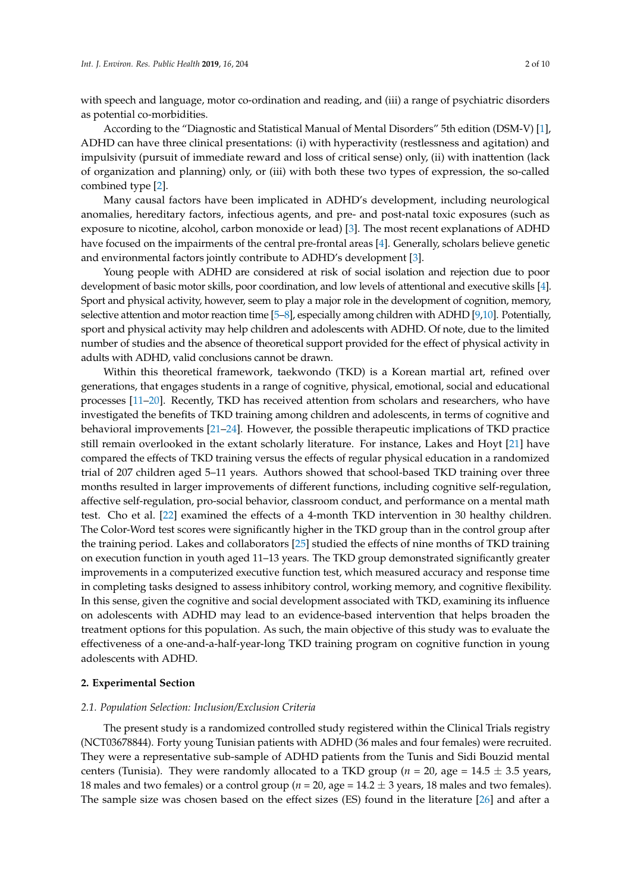with speech and language, motor co-ordination and reading, and (iii) a range of psychiatric disorders as potential co-morbidities.

According to the "Diagnostic and Statistical Manual of Mental Disorders" 5th edition (DSM-V) [1], ADHD can have three clinical presentations: (i) with hyperactivity (restlessness and agitation) and impulsivity (pursuit of immediate reward and loss of critical sense) only, (ii) with inattention (lack of organization and planning) only, or (iii) with both these two types of expression, the so-called combined type [2].

Many causal factors have been implicated in ADHD's development, including neurological anomalies, hereditary factors, infectious agents, and pre- and post-natal toxic exposures (such as exposure to nicotine, alcohol, carbon monoxide or lead) [3]. The most recent explanations of ADHD have focused on the impairments of the central pre-frontal areas [4]. Generally, scholars believe genetic and environmental factors jointly contribute to ADHD's development [3].

Young people with ADHD are considered at risk of social isolation and rejection due to poor development of basic motor skills, poor coordination, and low levels of attentional and executive skills [4]. Sport and physical activity, however, seem to play a major role in the development of cognition, memory, selective attention and motor reaction time [5–8], especially among children with ADHD [9,10]. Potentially, sport and physical activity may help children and adolescents with ADHD. Of note, due to the limited number of studies and the absence of theoretical support provided for the effect of physical activity in adults with ADHD, valid conclusions cannot be drawn.

Within this theoretical framework, taekwondo (TKD) is a Korean martial art, refined over generations, that engages students in a range of cognitive, physical, emotional, social and educational processes [11–20]. Recently, TKD has received attention from scholars and researchers, who have investigated the benefits of TKD training among children and adolescents, in terms of cognitive and behavioral improvements [21–24]. However, the possible therapeutic implications of TKD practice still remain overlooked in the extant scholarly literature. For instance, Lakes and Hoyt [21] have compared the effects of TKD training versus the effects of regular physical education in a randomized trial of 207 children aged 5–11 years. Authors showed that school-based TKD training over three months resulted in larger improvements of different functions, including cognitive self-regulation, affective self-regulation, pro-social behavior, classroom conduct, and performance on a mental math test. Cho et al. [22] examined the effects of a 4-month TKD intervention in 30 healthy children. The Color-Word test scores were significantly higher in the TKD group than in the control group after the training period. Lakes and collaborators [25] studied the effects of nine months of TKD training on execution function in youth aged 11–13 years. The TKD group demonstrated significantly greater improvements in a computerized executive function test, which measured accuracy and response time in completing tasks designed to assess inhibitory control, working memory, and cognitive flexibility. In this sense, given the cognitive and social development associated with TKD, examining its influence on adolescents with ADHD may lead to an evidence-based intervention that helps broaden the treatment options for this population. As such, the main objective of this study was to evaluate the effectiveness of a one-and-a-half-year-long TKD training program on cognitive function in young adolescents with ADHD.

## 2. Experimental Section

### 2.1. Population Selection: Inclusion/Exclusion Criteria

The present study is a randomized controlled study registered within the Clinical Trials registry (NCT03678844). Forty young Tunisian patients with ADHD (36 males and four females) were recruited. They were a representative sub-sample of ADHD patients from the Tunis and Sidi Bouzid mental centers (Tunisia). They were randomly allocated to a TKD group ($n = 20$, age = $14.5 \pm 3.5$ years, 18 males and two females) or a control group ($n = 20$, age = $14.2 \pm 3$ years, 18 males and two females). The sample size was chosen based on the effect sizes (ES) found in the literature [26] and after a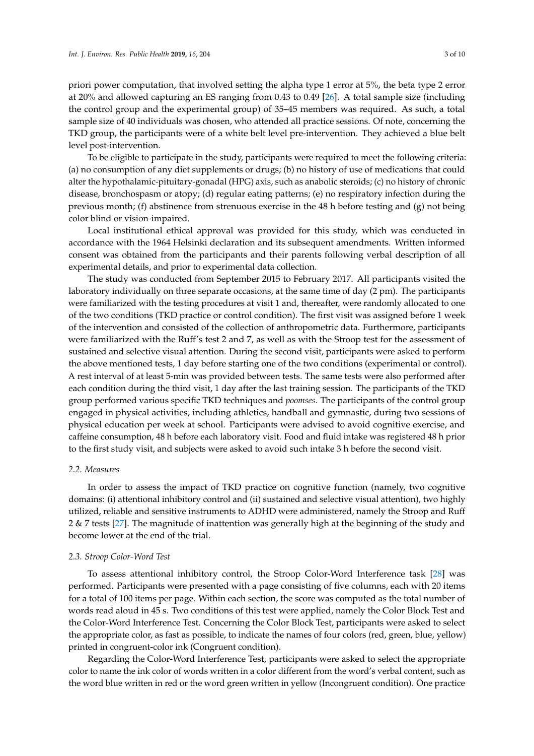priori power computation, that involved setting the alpha type 1 error at 5%, the beta type 2 error at 20% and allowed capturing an ES ranging from 0.43 to 0.49 [26]. A total sample size (including the control group and the experimental group) of 35–45 members was required. As such, a total sample size of 40 individuals was chosen, who attended all practice sessions. Of note, concerning the TKD group, the participants were of a white belt level pre-intervention. They achieved a blue belt level post-intervention.

To be eligible to participate in the study, participants were required to meet the following criteria: (a) no consumption of any diet supplements or drugs; (b) no history of use of medications that could alter the hypothalamic-pituitary-gonadal (HPG) axis, such as anabolic steroids; (c) no history of chronic disease, bronchospasm or atopy; (d) regular eating patterns; (e) no respiratory infection during the previous month; (f) abstinence from strenuous exercise in the 48 h before testing and (g) not being color blind or vision-impaired.

Local institutional ethical approval was provided for this study, which was conducted in accordance with the 1964 Helsinki declaration and its subsequent amendments. Written informed consent was obtained from the participants and their parents following verbal description of all experimental details, and prior to experimental data collection.

The study was conducted from September 2015 to February 2017. All participants visited the laboratory individually on three separate occasions, at the same time of day (2 pm). The participants were familiarized with the testing procedures at visit 1 and, thereafter, were randomly allocated to one of the two conditions (TKD practice or control condition). The first visit was assigned before 1 week of the intervention and consisted of the collection of anthropometric data. Furthermore, participants were familiarized with the Ruff's test 2 and 7, as well as with the Stroop test for the assessment of sustained and selective visual attention. During the second visit, participants were asked to perform the above mentioned tests, 1 day before starting one of the two conditions (experimental or control). A rest interval of at least 5-min was provided between tests. The same tests were also performed after each condition during the third visit, 1 day after the last training session. The participants of the TKD group performed various specific TKD techniques and *poomses*. The participants of the control group engaged in physical activities, including athletics, handball and gymnastic, during two sessions of physical education per week at school. Participants were advised to avoid cognitive exercise, and caffeine consumption, 48 h before each laboratory visit. Food and fluid intake was registered 48 h prior to the first study visit, and subjects were asked to avoid such intake 3 h before the second visit.

### 2.2. Measures

In order to assess the impact of TKD practice on cognitive function (namely, two cognitive domains: (i) attentional inhibitory control and (ii) sustained and selective visual attention), two highly utilized, reliable and sensitive instruments to ADHD were administered, namely the Stroop and Ruff 2 & 7 tests [27]. The magnitude of inattention was generally high at the beginning of the study and become lower at the end of the trial.

### 2.3. Stroop Color-Word Test

To assess attentional inhibitory control, the Stroop Color-Word Interference task [28] was performed. Participants were presented with a page consisting of five columns, each with 20 items for a total of 100 items per page. Within each section, the score was computed as the total number of words read aloud in 45 s. Two conditions of this test were applied, namely the Color Block Test and the Color-Word Interference Test. Concerning the Color Block Test, participants were asked to select the appropriate color, as fast as possible, to indicate the names of four colors (red, green, blue, yellow) printed in congruent-color ink (Congruent condition).

Regarding the Color-Word Interference Test, participants were asked to select the appropriate color to name the ink color of words written in a color different from the word's verbal content, such as the word blue written in red or the word green written in yellow (Incongruent condition). One practice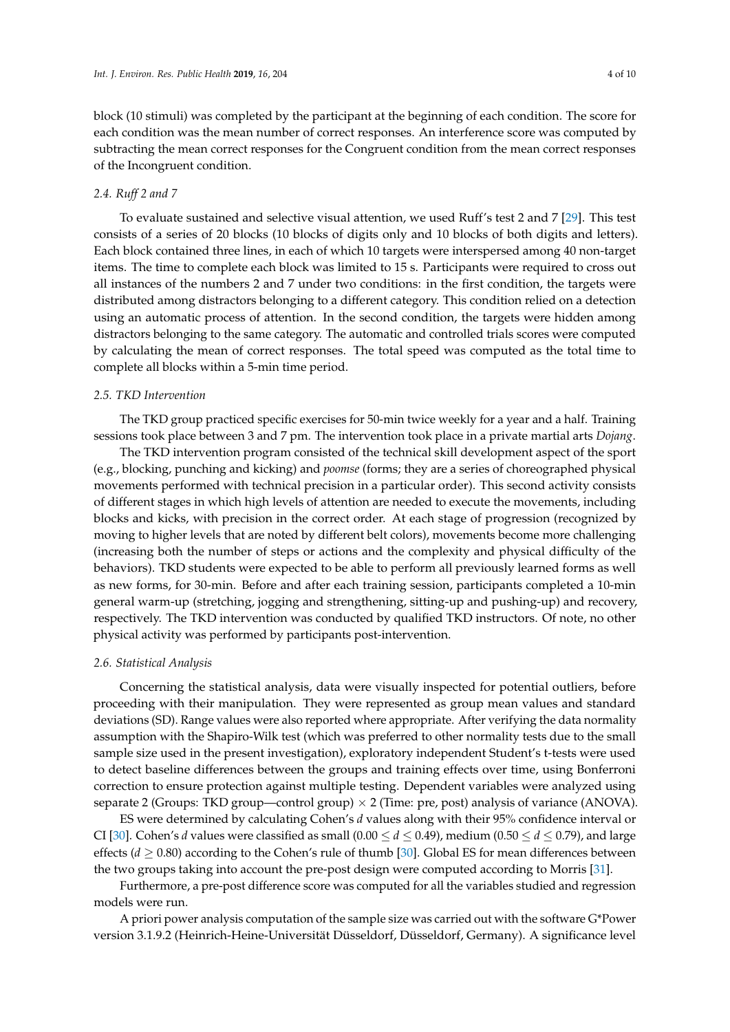block (10 stimuli) was completed by the participant at the beginning of each condition. The score for each condition was the mean number of correct responses. An interference score was computed by subtracting the mean correct responses for the Congruent condition from the mean correct responses of the Incongruent condition.

### 2.4. Ruff 2 and 7

To evaluate sustained and selective visual attention, we used Ruff's test 2 and 7 [29]. This test consists of a series of 20 blocks (10 blocks of digits only and 10 blocks of both digits and letters). Each block contained three lines, in each of which 10 targets were interspersed among 40 non-target items. The time to complete each block was limited to 15 s. Participants were required to cross out all instances of the numbers 2 and 7 under two conditions: in the first condition, the targets were distributed among distractors belonging to a different category. This condition relied on a detection using an automatic process of attention. In the second condition, the targets were hidden among distractors belonging to the same category. The automatic and controlled trials scores were computed by calculating the mean of correct responses. The total speed was computed as the total time to complete all blocks within a 5-min time period.

### 2.5. TKD Intervention

The TKD group practiced specific exercises for 50-min twice weekly for a year and a half. Training sessions took place between 3 and 7 pm. The intervention took place in a private martial arts *Dojang*.

The TKD intervention program consisted of the technical skill development aspect of the sport (e.g., blocking, punching and kicking) and *poomse* (forms; they are a series of choreographed physical movements performed with technical precision in a particular order). This second activity consists of different stages in which high levels of attention are needed to execute the movements, including blocks and kicks, with precision in the correct order. At each stage of progression (recognized by moving to higher levels that are noted by different belt colors), movements become more challenging (increasing both the number of steps or actions and the complexity and physical difficulty of the behaviors). TKD students were expected to be able to perform all previously learned forms as well as new forms, for 30-min. Before and after each training session, participants completed a 10-min general warm-up (stretching, jogging and strengthening, sitting-up and pushing-up) and recovery, respectively. The TKD intervention was conducted by qualified TKD instructors. Of note, no other physical activity was performed by participants post-intervention.

### 2.6. Statistical Analysis

Concerning the statistical analysis, data were visually inspected for potential outliers, before proceeding with their manipulation. They were represented as group mean values and standard deviations (SD). Range values were also reported where appropriate. After verifying the data normality assumption with the Shapiro-Wilk test (which was preferred to other normality tests due to the small sample size used in the present investigation), exploratory independent Student's t-tests were used to detect baseline differences between the groups and training effects over time, using Bonferroni correction to ensure protection against multiple testing. Dependent variables were analyzed using separate 2 (Groups: TKD group—control group) $\times$ 2 (Time: pre, post) analysis of variance (ANOVA).

ES were determined by calculating Cohen's $d$ values along with their 95% confidence interval or CI [30]. Cohen's $d$ values were classified as small ($0.00 \leq d \leq 0.49$), medium ($0.50 \leq d \leq 0.79$), and large effects ($d \geq 0.80$) according to the Cohen's rule of thumb [30]. Global ES for mean differences between the two groups taking into account the pre-post design were computed according to Morris [31].

Furthermore, a pre-post difference score was computed for all the variables studied and regression models were run.

A priori power analysis computation of the sample size was carried out with the software G*Power version 3.1.9.2 (Heinrich-Heine-Universität Düsseldorf, Düsseldorf, Germany). A significance level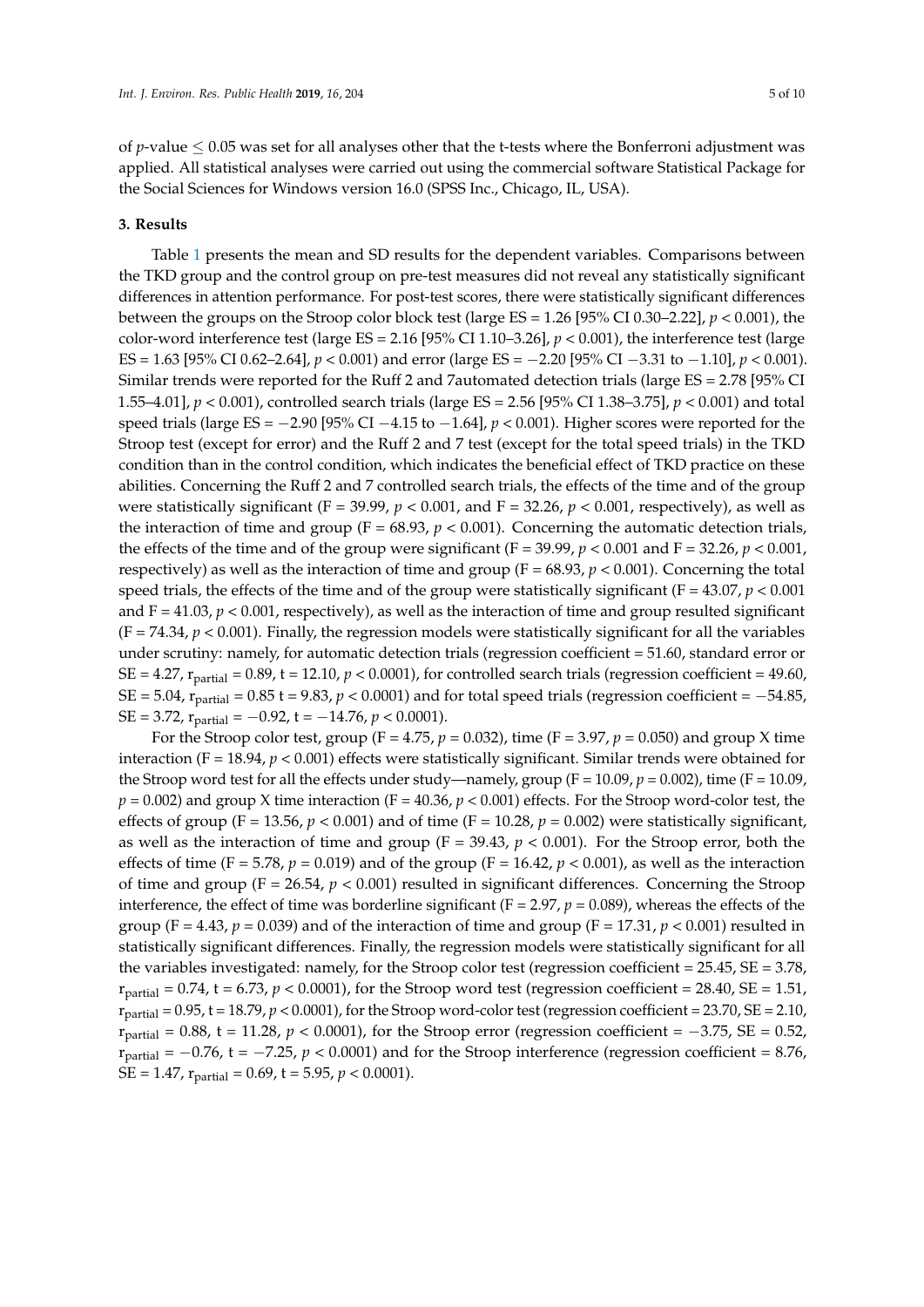of $p$-value ≤ 0.05 was set for all analyses other that the t-tests where the Bonferroni adjustment was applied. All statistical analyses were carried out using the commercial software Statistical Package for the Social Sciences for Windows version 16.0 (SPSS Inc., Chicago, IL, USA).

## 3. Results

Table 1 presents the mean and SD results for the dependent variables. Comparisons between the TKD group and the control group on pre-test measures did not reveal any statistically significant differences in attention performance. For post-test scores, there were statistically significant differences between the groups on the Stroop color block test (large ES = 1.26 [95% CI 0.30–2.22], $p < 0.001$), the color-word interference test (large ES = 2.16 [95% CI 1.10–3.26], $p < 0.001$), the interference test (large ES = 1.63 [95% CI 0.62–2.64], $p < 0.001$) and error (large ES = −2.20 [95% CI −3.31 to −1.10], $p < 0.001$). Similar trends were reported for the Ruff 2 and 7automated detection trials (large ES = 2.78 [95% CI 1.55–4.01], $p < 0.001$), controlled search trials (large ES = 2.56 [95% CI 1.38–3.75], $p < 0.001$) and total speed trials (large ES = −2.90 [95% CI −4.15 to −1.64], $p < 0.001$). Higher scores were reported for the Stroop test (except for error) and the Ruff 2 and 7 test (except for the total speed trials) in the TKD condition than in the control condition, which indicates the beneficial effect of TKD practice on these abilities. Concerning the Ruff 2 and 7 controlled search trials, the effects of the time and of the group were statistically significant (F = 39.99, $p < 0.001$, and F = 32.26, $p < 0.001$, respectively), as well as the interaction of time and group (F = 68.93, $p < 0.001$). Concerning the automatic detection trials, the effects of the time and of the group were significant (F = 39.99, $p < 0.001$ and F = 32.26, $p < 0.001$, respectively) as well as the interaction of time and group (F = 68.93, $p < 0.001$). Concerning the total speed trials, the effects of the time and of the group were statistically significant (F = 43.07, $p < 0.001$ and F = 41.03, $p < 0.001$, respectively), as well as the interaction of time and group resulted significant (F = 74.34, $p < 0.001$). Finally, the regression models were statistically significant for all the variables under scrutiny: namely, for automatic detection trials (regression coefficient = 51.60, standard error or SE = 4.27, $r_{partial}$ = 0.89, t = 12.10, $p < 0.0001$), for controlled search trials (regression coefficient = 49.60, SE = 5.04, $r_{partial}$ = 0.85 t = 9.83, $p < 0.0001$) and for total speed trials (regression coefficient = −54.85, SE = 3.72, $r_{partial}$ = −0.92, t = −14.76, $p < 0.0001$).

For the Stroop color test, group (F = 4.75, $p = 0.032$), time (F = 3.97, $p = 0.050$) and group X time interaction (F = 18.94, $p < 0.001$) effects were statistically significant. Similar trends were obtained for the Stroop word test for all the effects under study—namely, group (F = 10.09, $p = 0.002$), time (F = 10.09, $p = 0.002$) and group X time interaction (F = 40.36, $p < 0.001$) effects. For the Stroop word-color test, the effects of group (F = 13.56, $p < 0.001$) and of time (F = 10.28, $p = 0.002$) were statistically significant, as well as the interaction of time and group (F = 39.43, $p < 0.001$). For the Stroop error, both the effects of time (F = 5.78, $p = 0.019$) and of the group (F = 16.42, $p < 0.001$), as well as the interaction of time and group (F = 26.54, $p < 0.001$) resulted in significant differences. Concerning the Stroop interference, the effect of time was borderline significant (F = 2.97, $p = 0.089$), whereas the effects of the group (F = 4.43, $p = 0.039$) and of the interaction of time and group (F = 17.31, $p < 0.001$) resulted in statistically significant differences. Finally, the regression models were statistically significant for all the variables investigated: namely, for the Stroop color test (regression coefficient = 25.45, SE = 3.78, $r_{partial}$ = 0.74, t = 6.73, $p < 0.0001$), for the Stroop word test (regression coefficient = 28.40, SE = 1.51, $r_{partial}$ = 0.95, t = 18.79, $p < 0.0001$), for the Stroop word-color test (regression coefficient = 23.70, SE = 2.10, $r_{partial}$ = 0.88, t = 11.28, $p < 0.0001$), for the Stroop error (regression coefficient = −3.75, SE = 0.52, $r_{partial}$ = −0.76, t = −7.25, $p < 0.0001$) and for the Stroop interference (regression coefficient = 8.76, SE = 1.47, $r_{partial}$ = 0.69, t = 5.95, $p < 0.0001$).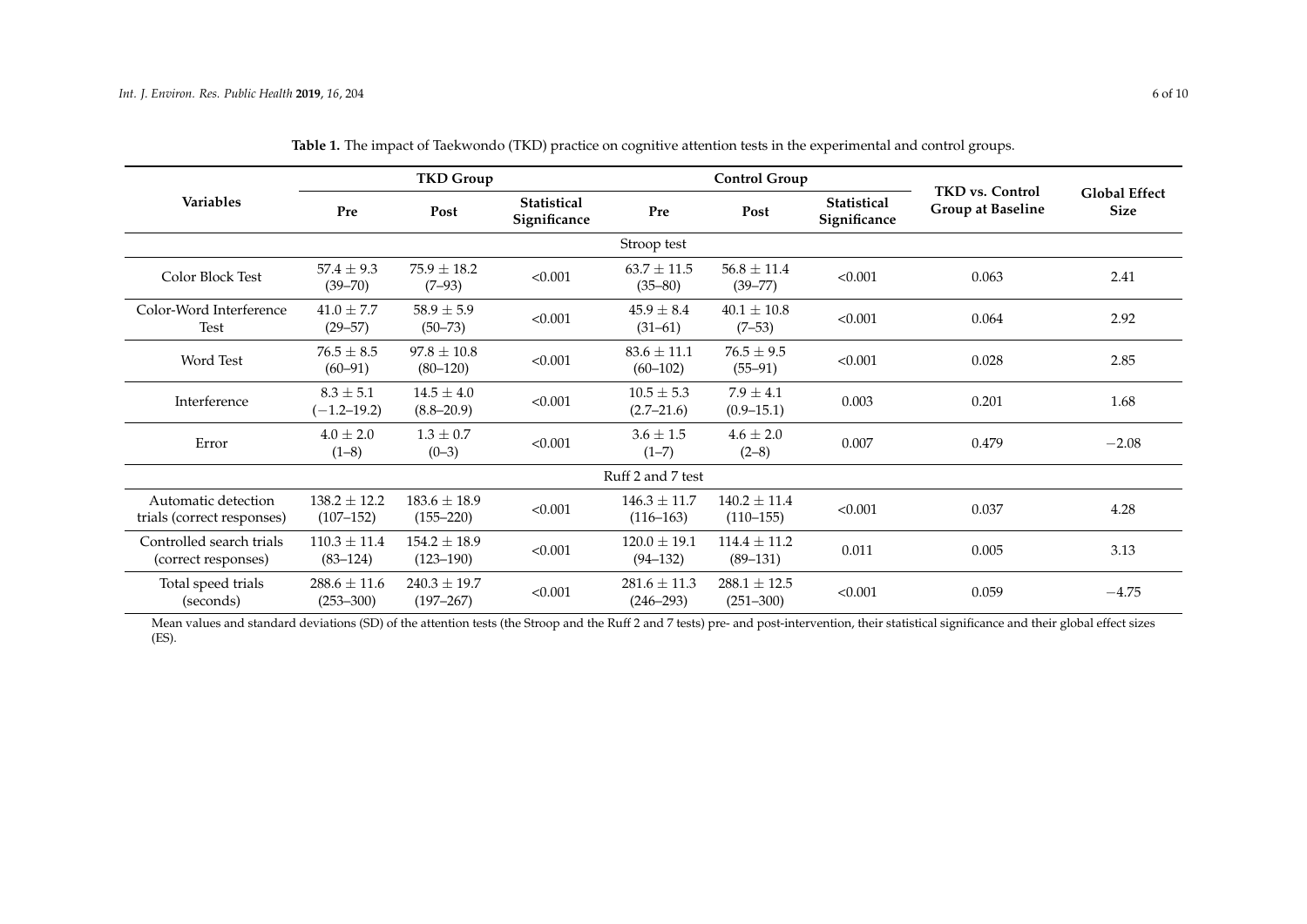**Table 1.** The impact of Taekwondo (TKD) practice on cognitive attention tests in the experimental and control groups.

| Variables | TKD Group | | | Control Group | | | TKD vs. Control Group at Baseline | Global Effect Size |
|---|---|---|---|---|---|---|---|---|
| | Pre | Post | Statistical Significance | Pre | Post | Statistical Significance | | |
| **Stroop test** | | | | | | | | |
| Color Block Test | 57.4 ± 9.3 (39–70) | 75.9 ± 18.2 (7–93) | <0.001 | 63.7 ± 11.5 (35–80) | 56.8 ± 11.4 (39–77) | <0.001 | 0.063 | 2.41 |
| Color-Word Interference Test | 41.0 ± 7.7 (29–57) | 58.9 ± 5.9 (50–73) | <0.001 | 45.9 ± 8.4 (31–61) | 40.1 ± 10.8 (7–53) | <0.001 | 0.064 | 2.92 |
| Word Test | 76.5 ± 8.5 (60–91) | 97.8 ± 10.8 (80–120) | <0.001 | 83.6 ± 11.1 (60–102) | 76.5 ± 9.5 (55–91) | <0.001 | 0.028 | 2.85 |
| Interference | 8.3 ± 5.1 (−1.2–19.2) | 14.5 ± 4.0 (8.8–20.9) | <0.001 | 10.5 ± 5.3 (2.7–21.6) | 7.9 ± 4.1 (0.9–15.1) | 0.003 | 0.201 | 1.68 |
| Error | 4.0 ± 2.0 (1–8) | 1.3 ± 0.7 (0–3) | <0.001 | 3.6 ± 1.5 (1–7) | 4.6 ± 2.0 (2–8) | 0.007 | 0.479 | −2.08 |
| **Ruff 2 and 7 test** | | | | | | | | |
| Automatic detection trials (correct responses) | 138.2 ± 12.2 (107–152) | 183.6 ± 18.9 (155–220) | <0.001 | 146.3 ± 11.7 (116–163) | 140.2 ± 11.4 (110–155) | <0.001 | 0.037 | 4.28 |
| Controlled search trials (correct responses) | 110.3 ± 11.4 (83–124) | 154.2 ± 18.9 (123–190) | <0.001 | 120.0 ± 19.1 (94–132) | 114.4 ± 11.2 (89–131) | 0.011 | 0.005 | 3.13 |
| Total speed trials (seconds) | 288.6 ± 11.6 (253–300) | 240.3 ± 19.7 (197–267) | <0.001 | 281.6 ± 11.3 (246–293) | 288.1 ± 12.5 (251–300) | <0.001 | 0.059 | −4.75 |

Mean values and standard deviations (SD) of the attention tests (the Stroop and the Ruff 2 and 7 tests) pre- and post-intervention, their statistical significance and their global effect sizes (ES).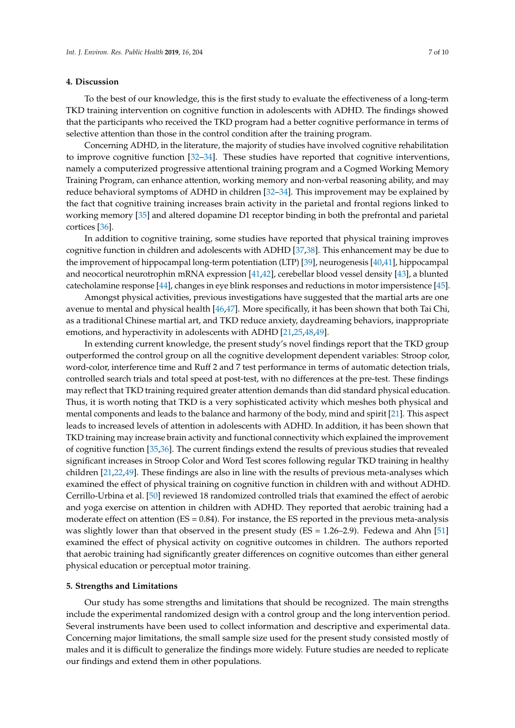## 4. Discussion

To the best of our knowledge, this is the first study to evaluate the effectiveness of a long-term TKD training intervention on cognitive function in adolescents with ADHD. The findings showed that the participants who received the TKD program had a better cognitive performance in terms of selective attention than those in the control condition after the training program.

Concerning ADHD, in the literature, the majority of studies have involved cognitive rehabilitation to improve cognitive function [32–34]. These studies have reported that cognitive interventions, namely a computerized progressive attentional training program and a Cogmed Working Memory Training Program, can enhance attention, working memory and non-verbal reasoning ability, and may reduce behavioral symptoms of ADHD in children [32–34]. This improvement may be explained by the fact that cognitive training increases brain activity in the parietal and frontal regions linked to working memory [35] and altered dopamine D1 receptor binding in both the prefrontal and parietal cortices [36].

In addition to cognitive training, some studies have reported that physical training improves cognitive function in children and adolescents with ADHD [37,38]. This enhancement may be due to the improvement of hippocampal long-term potentiation (LTP) [39], neurogenesis [40,41], hippocampal and neocortical neurotrophin mRNA expression [41,42], cerebellar blood vessel density [43], a blunted catecholamine response [44], changes in eye blink responses and reductions in motor impersistence [45].

Amongst physical activities, previous investigations have suggested that the martial arts are one avenue to mental and physical health [46,47]. More specifically, it has been shown that both Tai Chi, as a traditional Chinese martial art, and TKD reduce anxiety, daydreaming behaviors, inappropriate emotions, and hyperactivity in adolescents with ADHD [21,25,48,49].

In extending current knowledge, the present study's novel findings report that the TKD group outperformed the control group on all the cognitive development dependent variables: Stroop color, word-color, interference time and Ruff 2 and 7 test performance in terms of automatic detection trials, controlled search trials and total speed at post-test, with no differences at the pre-test. These findings may reflect that TKD training required greater attention demands than did standard physical education. Thus, it is worth noting that TKD is a very sophisticated activity which meshes both physical and mental components and leads to the balance and harmony of the body, mind and spirit [21]. This aspect leads to increased levels of attention in adolescents with ADHD. In addition, it has been shown that TKD training may increase brain activity and functional connectivity which explained the improvement of cognitive function [35,36]. The current findings extend the results of previous studies that revealed significant increases in Stroop Color and Word Test scores following regular TKD training in healthy children [21,22,49]. These findings are also in line with the results of previous meta-analyses which examined the effect of physical training on cognitive function in children with and without ADHD. Cerrillo-Urbina et al. [50] reviewed 18 randomized controlled trials that examined the effect of aerobic and yoga exercise on attention in children with ADHD. They reported that aerobic training had a moderate effect on attention (ES = 0.84). For instance, the ES reported in the previous meta-analysis was slightly lower than that observed in the present study (ES = 1.26–2.9). Fedewa and Ahn [51] examined the effect of physical activity on cognitive outcomes in children. The authors reported that aerobic training had significantly greater differences on cognitive outcomes than either general physical education or perceptual motor training.

## 5. Strengths and Limitations

Our study has some strengths and limitations that should be recognized. The main strengths include the experimental randomized design with a control group and the long intervention period. Several instruments have been used to collect information and descriptive and experimental data. Concerning major limitations, the small sample size used for the present study consisted mostly of males and it is difficult to generalize the findings more widely. Future studies are needed to replicate our findings and extend them in other populations.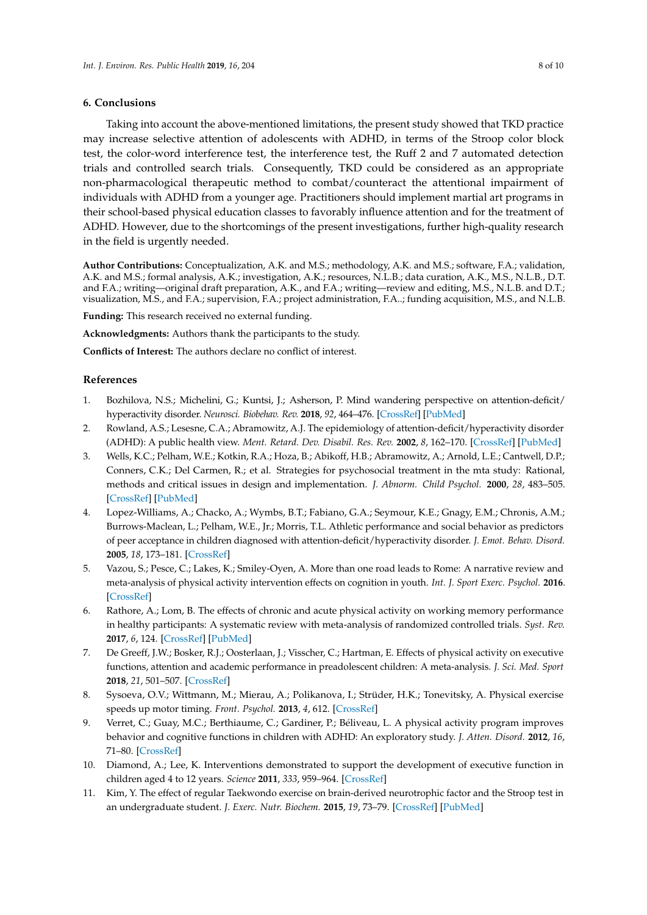## 6. Conclusions

Taking into account the above-mentioned limitations, the present study showed that TKD practice may increase selective attention of adolescents with ADHD, in terms of the Stroop color block test, the color-word interference test, the interference test, the Ruff 2 and 7 automated detection trials and controlled search trials. Consequently, TKD could be considered as an appropriate non-pharmacological therapeutic method to combat/counteract the attentional impairment of individuals with ADHD from a younger age. Practitioners should implement martial art programs in their school-based physical education classes to favorably influence attention and for the treatment of ADHD. However, due to the shortcomings of the present investigations, further high-quality research in the field is urgently needed.

**Author Contributions:** Conceptualization, A.K. and M.S.; methodology, A.K. and M.S.; software, F.A.; validation, A.K. and M.S.; formal analysis, A.K.; investigation, A.K.; resources, N.L.B.; data curation, A.K., M.S., N.L.B., D.T. and F.A.; writing—original draft preparation, A.K., and F.A.; writing—review and editing, M.S., N.L.B. and D.T.; visualization, M.S., and F.A.; supervision, F.A.; project administration, F.A..; funding acquisition, M.S., and N.L.B.

**Funding:** This research received no external funding.

**Acknowledgments:** Authors thank the participants to the study.

**Conflicts of Interest:** The authors declare no conflict of interest.

## References

1. Bozhilova, N.S.; Michelini, G.; Kuntsi, J.; Asherson, P. Mind wandering perspective on attention-deficit/hyperactivity disorder. *Neurosci. Biobehav. Rev.* **2018**, *92*, 464–476. [CrossRef] [PubMed]
2. Rowland, A.S.; Lesesne, C.A.; Abramowitz, A.J. The epidemiology of attention-deficit/hyperactivity disorder (ADHD): A public health view. *Ment. Retard. Dev. Disabil. Res. Rev.* **2002**, *8*, 162–170. [CrossRef] [PubMed]
3. Wells, K.C.; Pelham, W.E.; Kotkin, R.A.; Hoza, B.; Abikoff, H.B.; Abramowitz, A.; Arnold, L.E.; Cantwell, D.P.; Conners, C.K.; Del Carmen, R.; et al. Strategies for psychosocial treatment in the mta study: Rational, methods and critical issues in design and implementation. *J. Abnorm. Child Psychol.* **2000**, *28*, 483–505. [CrossRef] [PubMed]
4. Lopez-Williams, A.; Chacko, A.; Wymbs, B.T.; Fabiano, G.A.; Seymour, K.E.; Gnagy, E.M.; Chronis, A.M.; Burrows-Maclean, L.; Pelham, W.E., Jr.; Morris, T.L. Athletic performance and social behavior as predictors of peer acceptance in children diagnosed with attention-deficit/hyperactivity disorder. *J. Emot. Behav. Disord.* **2005**, *18*, 173–181. [CrossRef]
5. Vazou, S.; Pesce, C.; Lakes, K.; Smiley-Oyen, A. More than one road leads to Rome: A narrative review and meta-analysis of physical activity intervention effects on cognition in youth. *Int. J. Sport Exerc. Psychol.* **2016**. [CrossRef]
6. Rathore, A.; Lom, B. The effects of chronic and acute physical activity on working memory performance in healthy participants: A systematic review with meta-analysis of randomized controlled trials. *Syst. Rev.* **2017**, *6*, 124. [CrossRef] [PubMed]
7. De Greeff, J.W.; Bosker, R.J.; Oosterlaan, J.; Visscher, C.; Hartman, E. Effects of physical activity on executive functions, attention and academic performance in preadolescent children: A meta-analysis. *J. Sci. Med. Sport* **2018**, *21*, 501–507. [CrossRef]
8. Sysoeva, O.V.; Wittmann, M.; Mierau, A.; Polikanova, I.; Strüder, H.K.; Tonevitsky, A. Physical exercise speeds up motor timing. *Front. Psychol.* **2013**, *4*, 612. [CrossRef]
9. Verret, C.; Guay, M.C.; Berthiaume, C.; Gardiner, P.; Béliveau, L. A physical activity program improves behavior and cognitive functions in children with ADHD: An exploratory study. *J. Atten. Disord.* **2012**, *16*, 71–80. [CrossRef]
10. Diamond, A.; Lee, K. Interventions demonstrated to support the development of executive function in children aged 4 to 12 years. *Science* **2011**, *333*, 959–964. [CrossRef]
11. Kim, Y. The effect of regular Taekwondo exercise on brain-derived neurotrophic factor and the Stroop test in an undergraduate student. *J. Exerc. Nutr. Biochem.* **2015**, *19*, 73–79. [CrossRef] [PubMed]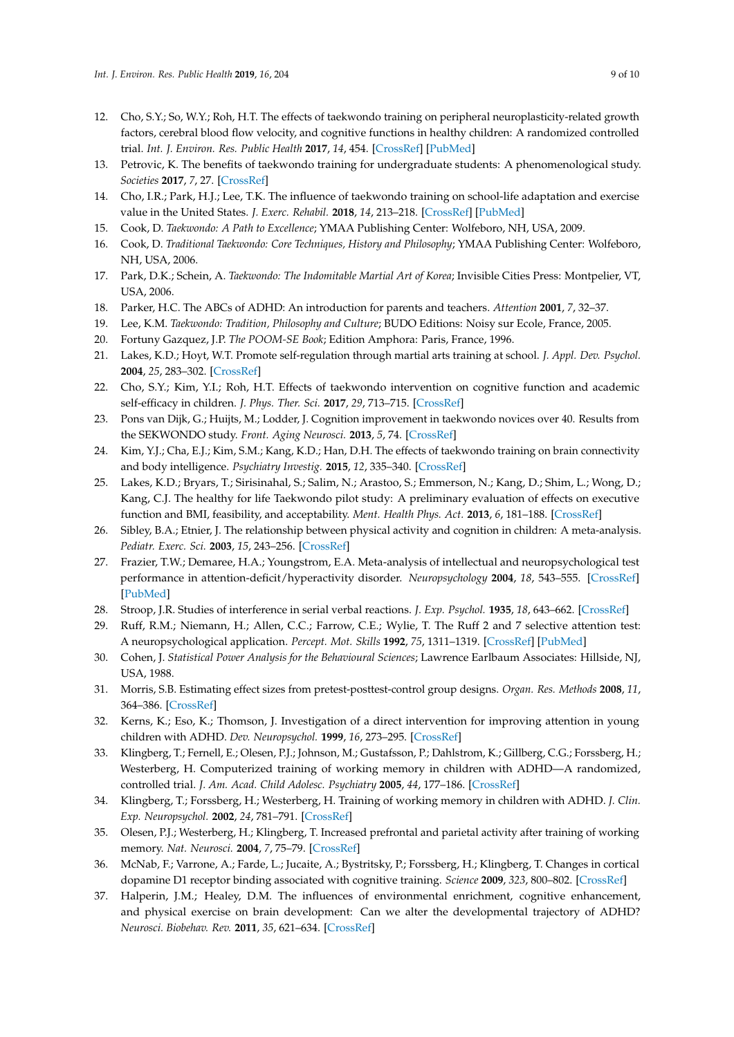12. Cho, S.Y.; So, W.Y.; Roh, H.T. The effects of taekwondo training on peripheral neuroplasticity-related growth factors, cerebral blood flow velocity, and cognitive functions in healthy children: A randomized controlled trial. *Int. J. Environ. Res. Public Health* **2017**, *14*, 454. [CrossRef] [PubMed]
13. Petrovic, K. The benefits of taekwondo training for undergraduate students: A phenomenological study. *Societies* **2017**, *7*, 27. [CrossRef]
14. Cho, I.R.; Park, H.J.; Lee, T.K. The influence of taekwondo training on school-life adaptation and exercise value in the United States. *J. Exerc. Rehabil.* **2018**, *14*, 213–218. [CrossRef] [PubMed]
15. Cook, D. *Taekwondo: A Path to Excellence*; YMAA Publishing Center: Wolfeboro, NH, USA, 2009.
16. Cook, D. *Traditional Taekwondo: Core Techniques, History and Philosophy*; YMAA Publishing Center: Wolfeboro, NH, USA, 2006.
17. Park, D.K.; Schein, A. *Taekwondo: The Indomitable Martial Art of Korea*; Invisible Cities Press: Montpelier, VT, USA, 2006.
18. Parker, H.C. The ABCs of ADHD: An introduction for parents and teachers. *Attention* **2001**, *7*, 32–37.
19. Lee, K.M. *Taekwondo: Tradition, Philosophy and Culture*; BUDO Editions: Noisy sur Ecole, France, 2005.
20. Fortuny Gazquez, J.P. *The POOM-SE Book*; Edition Amphora: Paris, France, 1996.
21. Lakes, K.D.; Hoyt, W.T. Promote self-regulation through martial arts training at school. *J. Appl. Dev. Psychol.* **2004**, *25*, 283–302. [CrossRef]
22. Cho, S.Y.; Kim, Y.I.; Roh, H.T. Effects of taekwondo intervention on cognitive function and academic self-efficacy in children. *J. Phys. Ther. Sci.* **2017**, *29*, 713–715. [CrossRef]
23. Pons van Dijk, G.; Huijts, M.; Lodder, J. Cognition improvement in taekwondo novices over 40. Results from the SEKWONDO study. *Front. Aging Neurosci.* **2013**, *5*, 74. [CrossRef]
24. Kim, Y.J.; Cha, E.J.; Kim, S.M.; Kang, K.D.; Han, D.H. The effects of taekwondo training on brain connectivity and body intelligence. *Psychiatry Investig.* **2015**, *12*, 335–340. [CrossRef]
25. Lakes, K.D.; Bryars, T.; Sirisinahal, S.; Salim, N.; Arastoo, S.; Emmerson, N.; Kang, D.; Shim, L.; Wong, D.; Kang, C.J. The healthy for life Taekwondo pilot study: A preliminary evaluation of effects on executive function and BMI, feasibility, and acceptability. *Ment. Health Phys. Act.* **2013**, *6*, 181–188. [CrossRef]
26. Sibley, B.A.; Etnier, J. The relationship between physical activity and cognition in children: A meta-analysis. *Pediatr. Exerc. Sci.* **2003**, *15*, 243–256. [CrossRef]
27. Frazier, T.W.; Demaree, H.A.; Youngstrom, E.A. Meta-analysis of intellectual and neuropsychological test performance in attention-deficit/hyperactivity disorder. *Neuropsychology* **2004**, *18*, 543–555. [CrossRef] [PubMed]
28. Stroop, J.R. Studies of interference in serial verbal reactions. *J. Exp. Psychol.* **1935**, *18*, 643–662. [CrossRef]
29. Ruff, R.M.; Niemann, H.; Allen, C.C.; Farrow, C.E.; Wylie, T. The Ruff 2 and 7 selective attention test: A neuropsychological application. *Percept. Mot. Skills* **1992**, *75*, 1311–1319. [CrossRef] [PubMed]
30. Cohen, J. *Statistical Power Analysis for the Behavioural Sciences*; Lawrence Earlbaum Associates: Hillside, NJ, USA, 1988.
31. Morris, S.B. Estimating effect sizes from pretest-posttest-control group designs. *Organ. Res. Methods* **2008**, *11*, 364–386. [CrossRef]
32. Kerns, K.; Eso, K.; Thomson, J. Investigation of a direct intervention for improving attention in young children with ADHD. *Dev. Neuropsychol.* **1999**, *16*, 273–295. [CrossRef]
33. Klingberg, T.; Fernell, E.; Olesen, P.J.; Johnson, M.; Gustafsson, P.; Dahlstrom, K.; Gillberg, C.G.; Forssberg, H.; Westerberg, H. Computerized training of working memory in children with ADHD—A randomized, controlled trial. *J. Am. Acad. Child Adolesc. Psychiatry* **2005**, *44*, 177–186. [CrossRef]
34. Klingberg, T.; Forssberg, H.; Westerberg, H. Training of working memory in children with ADHD. *J. Clin. Exp. Neuropsychol.* **2002**, *24*, 781–791. [CrossRef]
35. Olesen, P.J.; Westerberg, H.; Klingberg, T. Increased prefrontal and parietal activity after training of working memory. *Nat. Neurosci.* **2004**, *7*, 75–79. [CrossRef]
36. McNab, F.; Varrone, A.; Farde, L.; Jucaite, A.; Bystritsky, P.; Forssberg, H.; Klingberg, T. Changes in cortical dopamine D1 receptor binding associated with cognitive training. *Science* **2009**, *323*, 800–802. [CrossRef]
37. Halperin, J.M.; Healey, D.M. The influences of environmental enrichment, cognitive enhancement, and physical exercise on brain development: Can we alter the developmental trajectory of ADHD? *Neurosci. Biobehav. Rev.* **2011**, *35*, 621–634. [CrossRef]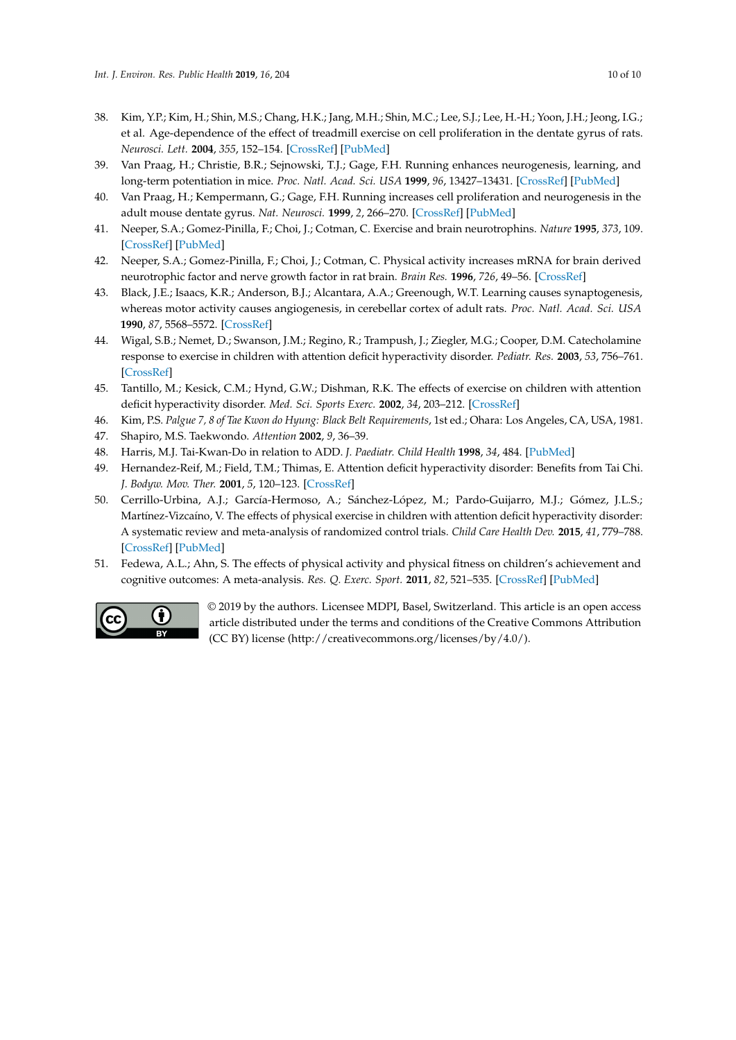38. Kim, Y.P.; Kim, H.; Shin, M.S.; Chang, H.K.; Jang, M.H.; Shin, M.C.; Lee, S.J.; Lee, H.-H.; Yoon, J.H.; Jeong, I.G.; et al. Age-dependence of the effect of treadmill exercise on cell proliferation in the dentate gyrus of rats. *Neurosci. Lett.* **2004**, *355*, 152–154. [CrossRef] [PubMed]
39. Van Praag, H.; Christie, B.R.; Sejnowski, T.J.; Gage, F.H. Running enhances neurogenesis, learning, and long-term potentiation in mice. *Proc. Natl. Acad. Sci. USA* **1999**, *96*, 13427–13431. [CrossRef] [PubMed]
40. Van Praag, H.; Kempermann, G.; Gage, F.H. Running increases cell proliferation and neurogenesis in the adult mouse dentate gyrus. *Nat. Neurosci.* **1999**, *2*, 266–270. [CrossRef] [PubMed]
41. Neeper, S.A.; Gomez-Pinilla, F.; Choi, J.; Cotman, C. Exercise and brain neurotrophins. *Nature* **1995**, *373*, 109. [CrossRef] [PubMed]
42. Neeper, S.A.; Gomez-Pinilla, F.; Choi, J.; Cotman, C. Physical activity increases mRNA for brain derived neurotrophic factor and nerve growth factor in rat brain. *Brain Res.* **1996**, *726*, 49–56. [CrossRef]
43. Black, J.E.; Isaacs, K.R.; Anderson, B.J.; Alcantara, A.A.; Greenough, W.T. Learning causes synaptogenesis, whereas motor activity causes angiogenesis, in cerebellar cortex of adult rats. *Proc. Natl. Acad. Sci. USA* **1990**, *87*, 5568–5572. [CrossRef]
44. Wigal, S.B.; Nemet, D.; Swanson, J.M.; Regino, R.; Trampush, J.; Ziegler, M.G.; Cooper, D.M. Catecholamine response to exercise in children with attention deficit hyperactivity disorder. *Pediatr. Res.* **2003**, *53*, 756–761. [CrossRef]
45. Tantillo, M.; Kesick, C.M.; Hynd, G.W.; Dishman, R.K. The effects of exercise on children with attention deficit hyperactivity disorder. *Med. Sci. Sports Exerc.* **2002**, *34*, 203–212. [CrossRef]
46. Kim, P.S. *Palgue 7, 8 of Tae Kwon do Hyung: Black Belt Requirements*, 1st ed.; Ohara: Los Angeles, CA, USA, 1981.
47. Shapiro, M.S. Taekwondo. *Attention* **2002**, *9*, 36–39.
48. Harris, M.J. Tai-Kwan-Do in relation to ADD. *J. Paediatr. Child Health* **1998**, *34*, 484. [PubMed]
49. Hernandez-Reif, M.; Field, T.M.; Thimas, E. Attention deficit hyperactivity disorder: Benefits from Tai Chi. *J. Bodyw. Mov. Ther.* **2001**, *5*, 120–123. [CrossRef]
50. Cerrillo-Urbina, A.J.; García-Hermoso, A.; Sánchez-López, M.; Pardo-Guijarro, M.J.; Gómez, J.L.S.; Martínez-Vizcaíno, V. The effects of physical exercise in children with attention deficit hyperactivity disorder: A systematic review and meta-analysis of randomized control trials. *Child Care Health Dev.* **2015**, *41*, 779–788. [CrossRef] [PubMed]
51. Fedewa, A.L.; Ahn, S. The effects of physical activity and physical fitness on children's achievement and cognitive outcomes: A meta-analysis. *Res. Q. Exerc. Sport.* **2011**, *82*, 521–535. [CrossRef] [PubMed]

© 2019 by the authors. Licensee MDPI, Basel, Switzerland. This article is an open access article distributed under the terms and conditions of the Creative Commons Attribution (CC BY) license (http://creativecommons.org/licenses/by/4.0/).